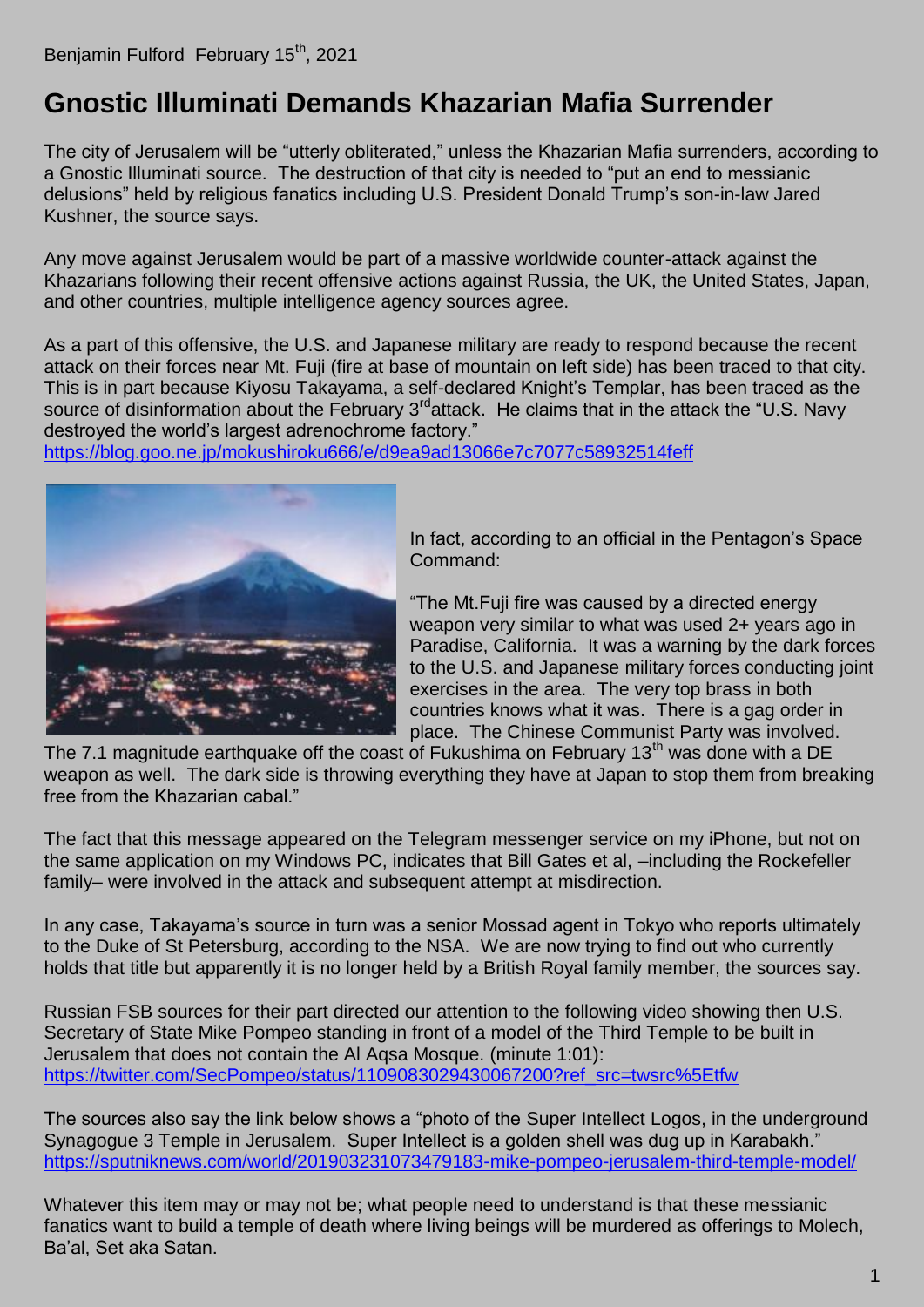Benjamin Fulford February 15th, 2021

# Gnostic Illuminati Demands Khazarian Mafia Surrender

The city of Jerusalem will be "utterly obliterated," unless the Khazarian Mafia surrenders, according to a Gnostic Illuminati source. The destruction of that city is needed to "put an end to messianic delusions" held by religious fanatics including U.S. President Donald Trump's son-in-law Jared Kushner, the source says.

Any move against Jerusalem would be part of a massive worldwide counter-attack against the Khazarians following their recent offensive actions against Russia, the UK, the United States, Japan, and other countries, multiple intelligence agency sources agree.

As a part of this offensive, the U.S. and Japanese military are ready to respond because the recent attack on their forces near Mt. Fuji (fire at base of mountain on left side) has been traced to that city. This is in part because Kiyosu Takayama, a self-declared Knight's Templar, has been traced as the source of disinformation about the February 3rd attack. He claims that in the attack the "U.S. Navy destroyed the world's largest adrenochrome factory."
https://blog.goo.ne.jp/mokushiroku666/e/d9ea9ad13066e7c7077c58932514feff

In fact, according to an official in the Pentagon's Space Command:

"The Mt.Fuji fire was caused by a directed energy weapon very similar to what was used 2+ years ago in Paradise, California. It was a warning by the dark forces to the U.S. and Japanese military forces conducting joint exercises in the area. The very top brass in both countries knows what it was. There is a gag order in place. The Chinese Communist Party was involved. The 7.1 magnitude earthquake off the coast of Fukushima on February 13th was done with a DE weapon as well. The dark side is throwing everything they have at Japan to stop them from breaking free from the Khazarian cabal."

The fact that this message appeared on the Telegram messenger service on my iPhone, but not on the same application on my Windows PC, indicates that Bill Gates et al, –including the Rockefeller family– were involved in the attack and subsequent attempt at misdirection.

In any case, Takayama's source in turn was a senior Mossad agent in Tokyo who reports ultimately to the Duke of St Petersburg, according to the NSA. We are now trying to find out who currently holds that title but apparently it is no longer held by a British Royal family member, the sources say.

Russian FSB sources for their part directed our attention to the following video showing then U.S. Secretary of State Mike Pompeo standing in front of a model of the Third Temple to be built in Jerusalem that does not contain the Al Aqsa Mosque. (minute 1:01):
https://twitter.com/SecPompeo/status/1109083029430067200?ref_src=twsrc%5Etfw

The sources also say the link below shows a "photo of the Super Intellect Logos, in the underground Synagogue 3 Temple in Jerusalem. Super Intellect is a golden shell was dug up in Karabakh."
https://sputniknews.com/world/201903231073479183-mike-pompeo-jerusalem-third-temple-model/

Whatever this item may or may not be; what people need to understand is that these messianic fanatics want to build a temple of death where living beings will be murdered as offerings to Molech, Ba'al, Set aka Satan.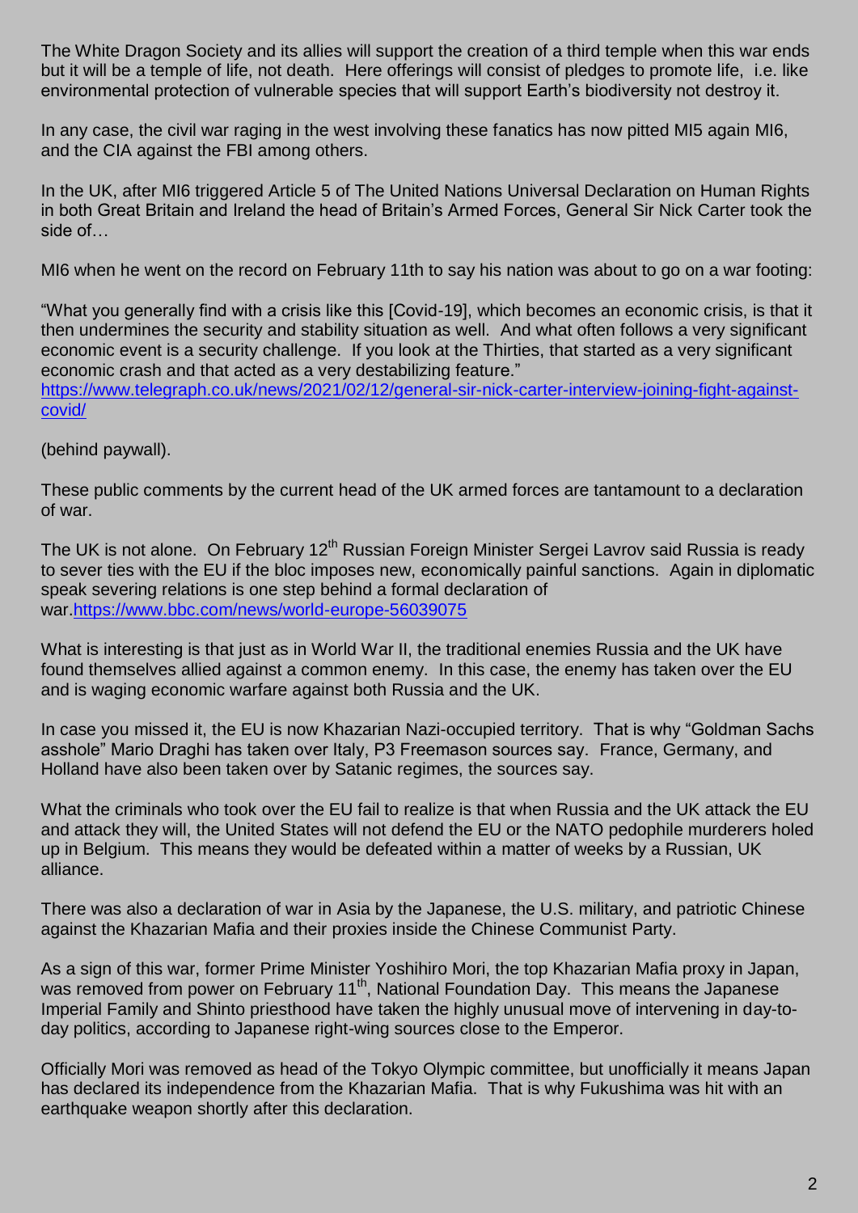The White Dragon Society and its allies will support the creation of a third temple when this war ends but it will be a temple of life, not death. Here offerings will consist of pledges to promote life, i.e. like environmental protection of vulnerable species that will support Earth's biodiversity not destroy it.

In any case, the civil war raging in the west involving these fanatics has now pitted MI5 again MI6, and the CIA against the FBI among others.

In the UK, after MI6 triggered Article 5 of The United Nations Universal Declaration on Human Rights in both Great Britain and Ireland the head of Britain's Armed Forces, General Sir Nick Carter took the side of…

MI6 when he went on the record on February 11th to say his nation was about to go on a war footing:

"What you generally find with a crisis like this [Covid-19], which becomes an economic crisis, is that it then undermines the security and stability situation as well. And what often follows a very significant economic event is a security challenge. If you look at the Thirties, that started as a very significant economic crash and that acted as a very destabilizing feature."
https://www.telegraph.co.uk/news/2021/02/12/general-sir-nick-carter-interview-joining-fight-against-covid/

(behind paywall).

These public comments by the current head of the UK armed forces are tantamount to a declaration of war.

The UK is not alone. On February 12th Russian Foreign Minister Sergei Lavrov said Russia is ready to sever ties with the EU if the bloc imposes new, economically painful sanctions. Again in diplomatic speak severing relations is one step behind a formal declaration of war.https://www.bbc.com/news/world-europe-56039075

What is interesting is that just as in World War II, the traditional enemies Russia and the UK have found themselves allied against a common enemy. In this case, the enemy has taken over the EU and is waging economic warfare against both Russia and the UK.

In case you missed it, the EU is now Khazarian Nazi-occupied territory. That is why "Goldman Sachs asshole" Mario Draghi has taken over Italy, P3 Freemason sources say. France, Germany, and Holland have also been taken over by Satanic regimes, the sources say.

What the criminals who took over the EU fail to realize is that when Russia and the UK attack the EU and attack they will, the United States will not defend the EU or the NATO pedophile murderers holed up in Belgium. This means they would be defeated within a matter of weeks by a Russian, UK alliance.

There was also a declaration of war in Asia by the Japanese, the U.S. military, and patriotic Chinese against the Khazarian Mafia and their proxies inside the Chinese Communist Party.

As a sign of this war, former Prime Minister Yoshihiro Mori, the top Khazarian Mafia proxy in Japan, was removed from power on February 11th, National Foundation Day. This means the Japanese Imperial Family and Shinto priesthood have taken the highly unusual move of intervening in day-to-day politics, according to Japanese right-wing sources close to the Emperor.

Officially Mori was removed as head of the Tokyo Olympic committee, but unofficially it means Japan has declared its independence from the Khazarian Mafia. That is why Fukushima was hit with an earthquake weapon shortly after this declaration.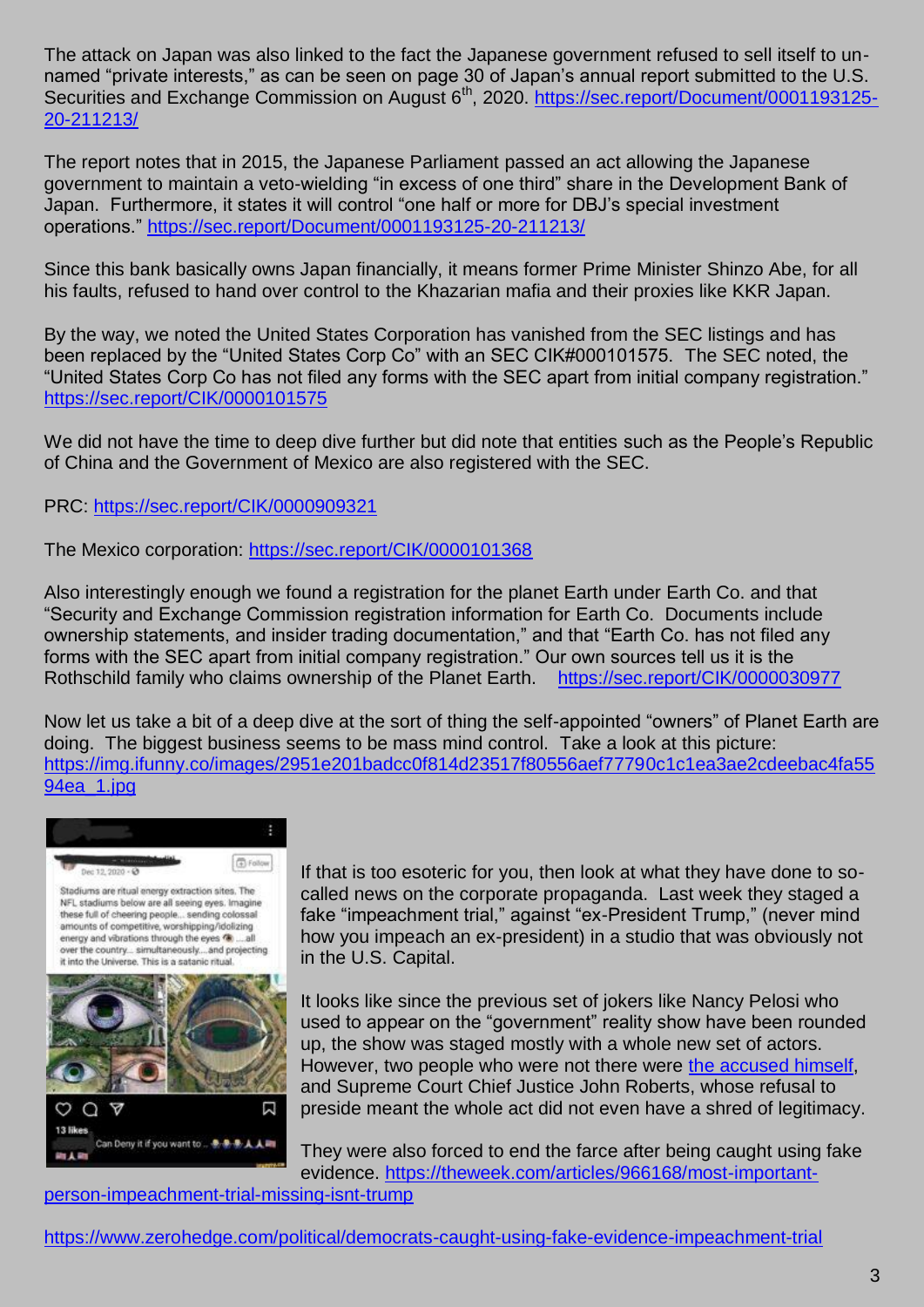The attack on Japan was also linked to the fact the Japanese government refused to sell itself to un-named "private interests," as can be seen on page 30 of Japan's annual report submitted to the U.S. Securities and Exchange Commission on August 6th, 2020. https://sec.report/Document/0001193125-20-211213/

The report notes that in 2015, the Japanese Parliament passed an act allowing the Japanese government to maintain a veto-wielding "in excess of one third" share in the Development Bank of Japan. Furthermore, it states it will control "one half or more for DBJ's special investment operations." https://sec.report/Document/0001193125-20-211213/

Since this bank basically owns Japan financially, it means former Prime Minister Shinzo Abe, for all his faults, refused to hand over control to the Khazarian mafia and their proxies like KKR Japan.

By the way, we noted the United States Corporation has vanished from the SEC listings and has been replaced by the "United States Corp Co" with an SEC CIK#000101575. The SEC noted, the "United States Corp Co has not filed any forms with the SEC apart from initial company registration." https://sec.report/CIK/0000101575

We did not have the time to deep dive further but did note that entities such as the People's Republic of China and the Government of Mexico are also registered with the SEC.

PRC: https://sec.report/CIK/0000909321

The Mexico corporation: https://sec.report/CIK/0000101368

Also interestingly enough we found a registration for the planet Earth under Earth Co. and that "Security and Exchange Commission registration information for Earth Co. Documents include ownership statements, and insider trading documentation," and that "Earth Co. has not filed any forms with the SEC apart from initial company registration." Our own sources tell us it is the Rothschild family who claims ownership of the Planet Earth. https://sec.report/CIK/0000030977

Now let us take a bit of a deep dive at the sort of thing the self-appointed "owners" of Planet Earth are doing. The biggest business seems to be mass mind control. Take a look at this picture: https://img.ifunny.co/images/2951e201badcc0f814d23517f80556aef77790c1c1ea3ae2cdeebac4fa5594ea_1.jpg

If that is too esoteric for you, then look at what they have done to so-called news on the corporate propaganda. Last week they staged a fake "impeachment trial," against "ex-President Trump," (never mind how you impeach an ex-president) in a studio that was obviously not in the U.S. Capital.

It looks like since the previous set of jokers like Nancy Pelosi who used to appear on the "government" reality show have been rounded up, the show was staged mostly with a whole new set of actors. However, two people who were not there were the accused himself, and Supreme Court Chief Justice John Roberts, whose refusal to preside meant the whole act did not even have a shred of legitimacy.

They were also forced to end the farce after being caught using fake evidence. https://theweek.com/articles/966168/most-important-person-impeachment-trial-missing-isnt-trump

https://www.zerohedge.com/political/democrats-caught-using-fake-evidence-impeachment-trial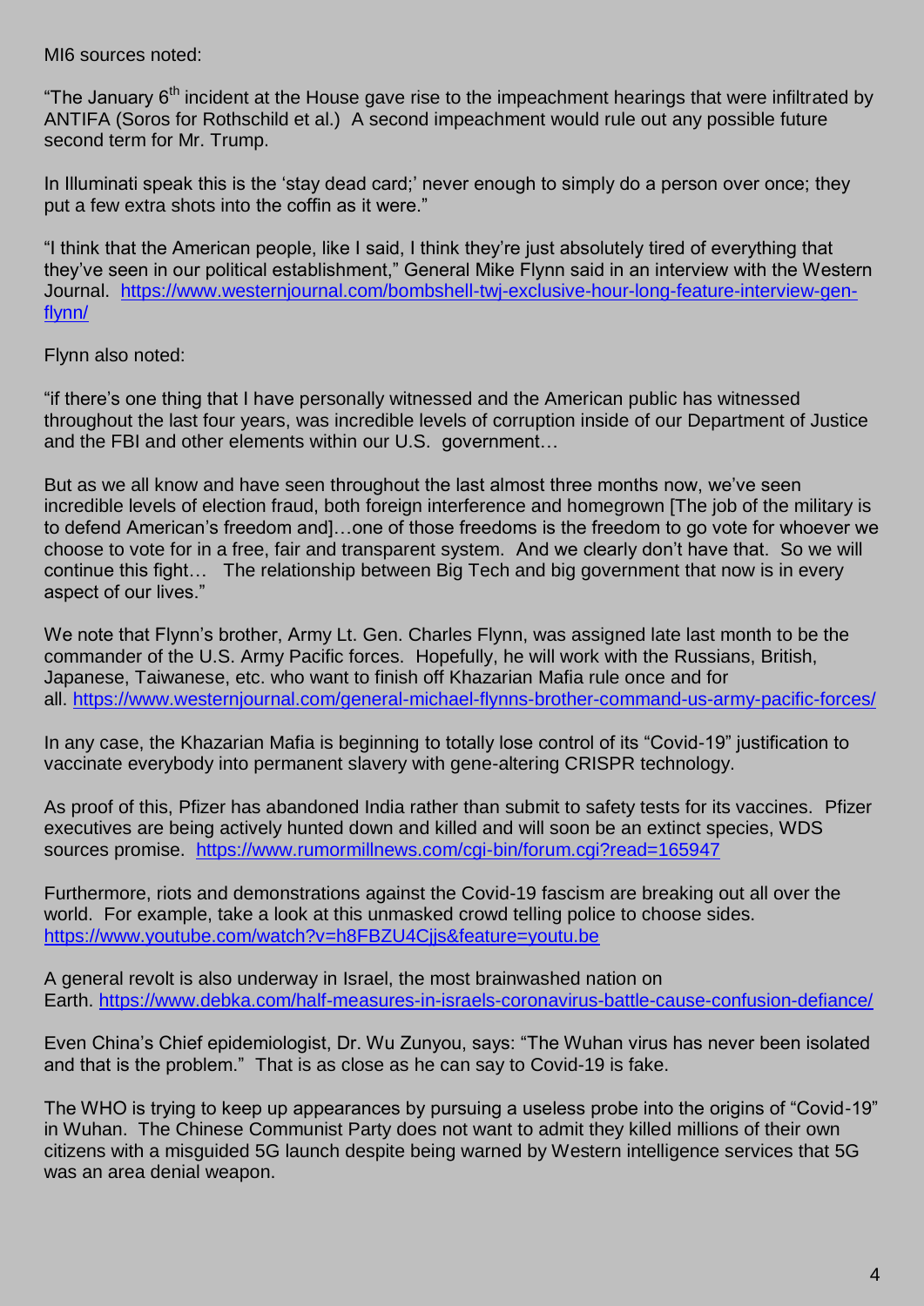MI6 sources noted:

"The January 6th incident at the House gave rise to the impeachment hearings that were infiltrated by ANTIFA (Soros for Rothschild et al.) A second impeachment would rule out any possible future second term for Mr. Trump.

In Illuminati speak this is the 'stay dead card;' never enough to simply do a person over once; they put a few extra shots into the coffin as it were."

"I think that the American people, like I said, I think they're just absolutely tired of everything that they've seen in our political establishment," General Mike Flynn said in an interview with the Western Journal. https://www.westernjournal.com/bombshell-twj-exclusive-hour-long-feature-interview-gen-flynn/

Flynn also noted:

"if there's one thing that I have personally witnessed and the American public has witnessed throughout the last four years, was incredible levels of corruption inside of our Department of Justice and the FBI and other elements within our U.S. government…

But as we all know and have seen throughout the last almost three months now, we've seen incredible levels of election fraud, both foreign interference and homegrown [The job of the military is to defend American's freedom and]…one of those freedoms is the freedom to go vote for whoever we choose to vote for in a free, fair and transparent system. And we clearly don't have that. So we will continue this fight… The relationship between Big Tech and big government that now is in every aspect of our lives."

We note that Flynn's brother, Army Lt. Gen. Charles Flynn, was assigned late last month to be the commander of the U.S. Army Pacific forces. Hopefully, he will work with the Russians, British, Japanese, Taiwanese, etc. who want to finish off Khazarian Mafia rule once and for all. https://www.westernjournal.com/general-michael-flynns-brother-command-us-army-pacific-forces/

In any case, the Khazarian Mafia is beginning to totally lose control of its "Covid-19" justification to vaccinate everybody into permanent slavery with gene-altering CRISPR technology.

As proof of this, Pfizer has abandoned India rather than submit to safety tests for its vaccines. Pfizer executives are being actively hunted down and killed and will soon be an extinct species, WDS sources promise. https://www.rumormillnews.com/cgi-bin/forum.cgi?read=165947

Furthermore, riots and demonstrations against the Covid-19 fascism are breaking out all over the world. For example, take a look at this unmasked crowd telling police to choose sides. https://www.youtube.com/watch?v=h8FBZU4Cjjs&feature=youtu.be

A general revolt is also underway in Israel, the most brainwashed nation on Earth. https://www.debka.com/half-measures-in-israels-coronavirus-battle-cause-confusion-defiance/

Even China's Chief epidemiologist, Dr. Wu Zunyou, says: "The Wuhan virus has never been isolated and that is the problem." That is as close as he can say to Covid-19 is fake.

The WHO is trying to keep up appearances by pursuing a useless probe into the origins of "Covid-19" in Wuhan. The Chinese Communist Party does not want to admit they killed millions of their own citizens with a misguided 5G launch despite being warned by Western intelligence services that 5G was an area denial weapon.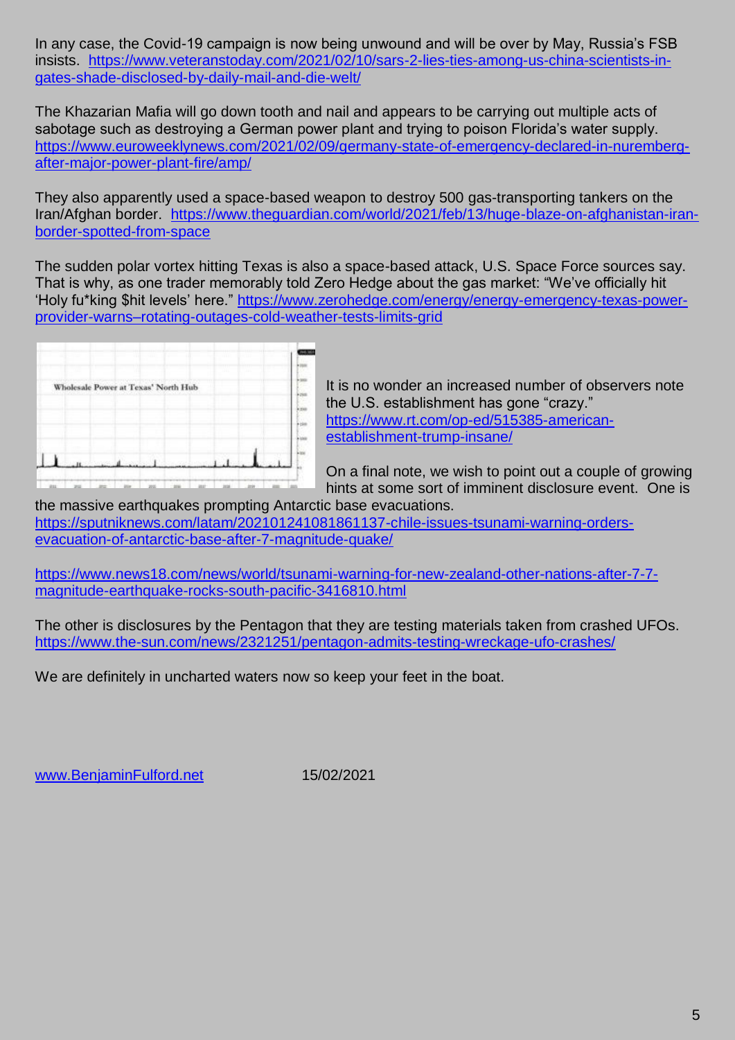In any case, the Covid-19 campaign is now being unwound and will be over by May, Russia's FSB insists. https://www.veteranstoday.com/2021/02/10/sars-2-lies-ties-among-us-china-scientists-in-gates-shade-disclosed-by-daily-mail-and-die-welt/

The Khazarian Mafia will go down tooth and nail and appears to be carrying out multiple acts of sabotage such as destroying a German power plant and trying to poison Florida's water supply. https://www.euroweeklynews.com/2021/02/09/germany-state-of-emergency-declared-in-nuremberg-after-major-power-plant-fire/amp/

They also apparently used a space-based weapon to destroy 500 gas-transporting tankers on the Iran/Afghan border. https://www.theguardian.com/world/2021/feb/13/huge-blaze-on-afghanistan-iran-border-spotted-from-space

The sudden polar vortex hitting Texas is also a space-based attack, U.S. Space Force sources say. That is why, as one trader memorably told Zero Hedge about the gas market: "We've officially hit 'Holy fu*king $hit levels' here." https://www.zerohedge.com/energy/energy-emergency-texas-power-provider-warns–rotating-outages-cold-weather-tests-limits-grid

Wholesale Power at Texas' North Hub

It is no wonder an increased number of observers note the U.S. establishment has gone "crazy." https://www.rt.com/op-ed/515385-american-establishment-trump-insane/

On a final note, we wish to point out a couple of growing hints at some sort of imminent disclosure event. One is the massive earthquakes prompting Antarctic base evacuations. https://sputniknews.com/latam/202101241081861137-chile-issues-tsunami-warning-orders-evacuation-of-antarctic-base-after-7-magnitude-quake/

https://www.news18.com/news/world/tsunami-warning-for-new-zealand-other-nations-after-7-7-magnitude-earthquake-rocks-south-pacific-3416810.html

The other is disclosures by the Pentagon that they are testing materials taken from crashed UFOs. https://www.the-sun.com/news/2321251/pentagon-admits-testing-wreckage-ufo-crashes/

We are definitely in uncharted waters now so keep your feet in the boat.

www.BenjaminFulford.net 15/02/2021